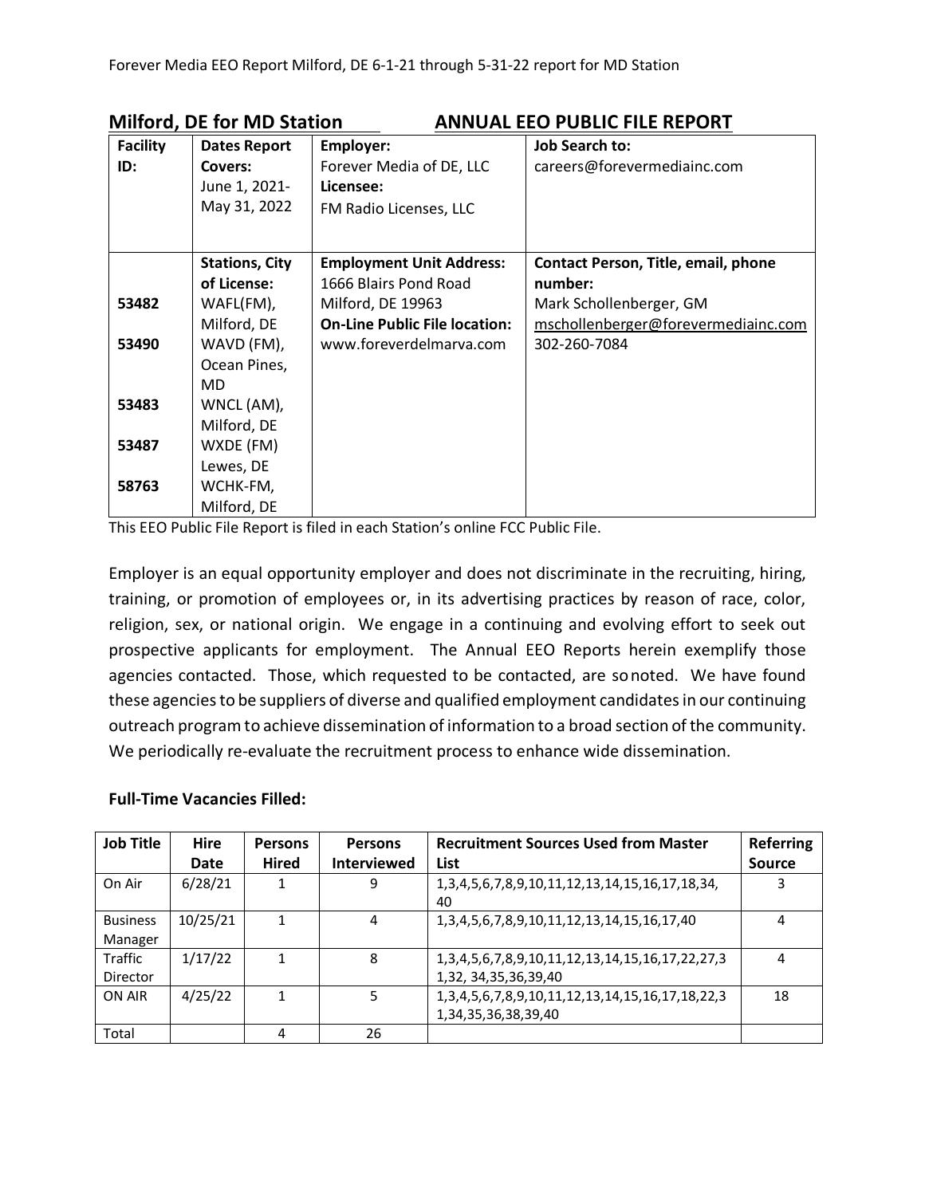Forever Media EEO Report Milford, DE 6-1-21 through 5-31-22 report for MD Station

## Milford, DE for MD Station ANNUAL EEO PUBLIC FILE REPORT

| Facility ID: | Dates Report Covers: | Employer: | Job Search to: |
|---|---|---|---|
| | June 1, 2021-May 31, 2022 | Forever Media of DE, LLC **Licensee:** FM Radio Licenses, LLC | careers@forevermediainc.com |
| | **Stations, City of License:** | **Employment Unit Address:** | **Contact Person, Title, email, phone number:** |
| 53482 | WAFL(FM), Milford, DE | 1666 Blairs Pond Road Milford, DE 19963 | Mark Schollenberger, GM mschollenberger@forevermediainc.com 302-260-7084 |
| 53490 | WAVD (FM), Ocean Pines, MD | **On-Line Public File location:** www.foreverdelmarva.com | |
| 53483 | WNCL (AM), Milford, DE | | |
| 53487 | WXDE (FM) Lewes, DE | | |
| 58763 | WCHK-FM, Milford, DE | | |

This EEO Public File Report is filed in each Station's online FCC Public File.

Employer is an equal opportunity employer and does not discriminate in the recruiting, hiring, training, or promotion of employees or, in its advertising practices by reason of race, color, religion, sex, or national origin. We engage in a continuing and evolving effort to seek out prospective applicants for employment. The Annual EEO Reports herein exemplify those agencies contacted. Those, which requested to be contacted, are so noted. We have found these agencies to be suppliers of diverse and qualified employment candidates in our continuing outreach program to achieve dissemination of information to a broad section of the community. We periodically re-evaluate the recruitment process to enhance wide dissemination.

**Full-Time Vacancies Filled:**

| Job Title | Hire Date | Persons Hired | Persons Interviewed | Recruitment Sources Used from Master List | Referring Source |
|---|---|---|---|---|---|
| On Air | 6/28/21 | 1 | 9 | 1,3,4,5,6,7,8,9,10,11,12,13,14,15,16,17,18,34, 40 | 3 |
| Business Manager | 10/25/21 | 1 | 4 | 1,3,4,5,6,7,8,9,10,11,12,13,14,15,16,17,40 | 4 |
| Traffic Director | 1/17/22 | 1 | 8 | 1,3,4,5,6,7,8,9,10,11,12,13,14,15,16,17,22,27,31,32, 34,35,36,39,40 | 4 |
| ON AIR | 4/25/22 | 1 | 5 | 1,3,4,5,6,7,8,9,10,11,12,13,14,15,16,17,18,22,31,34,35,36,38,39,40 | 18 |
| Total | | 4 | 26 | | |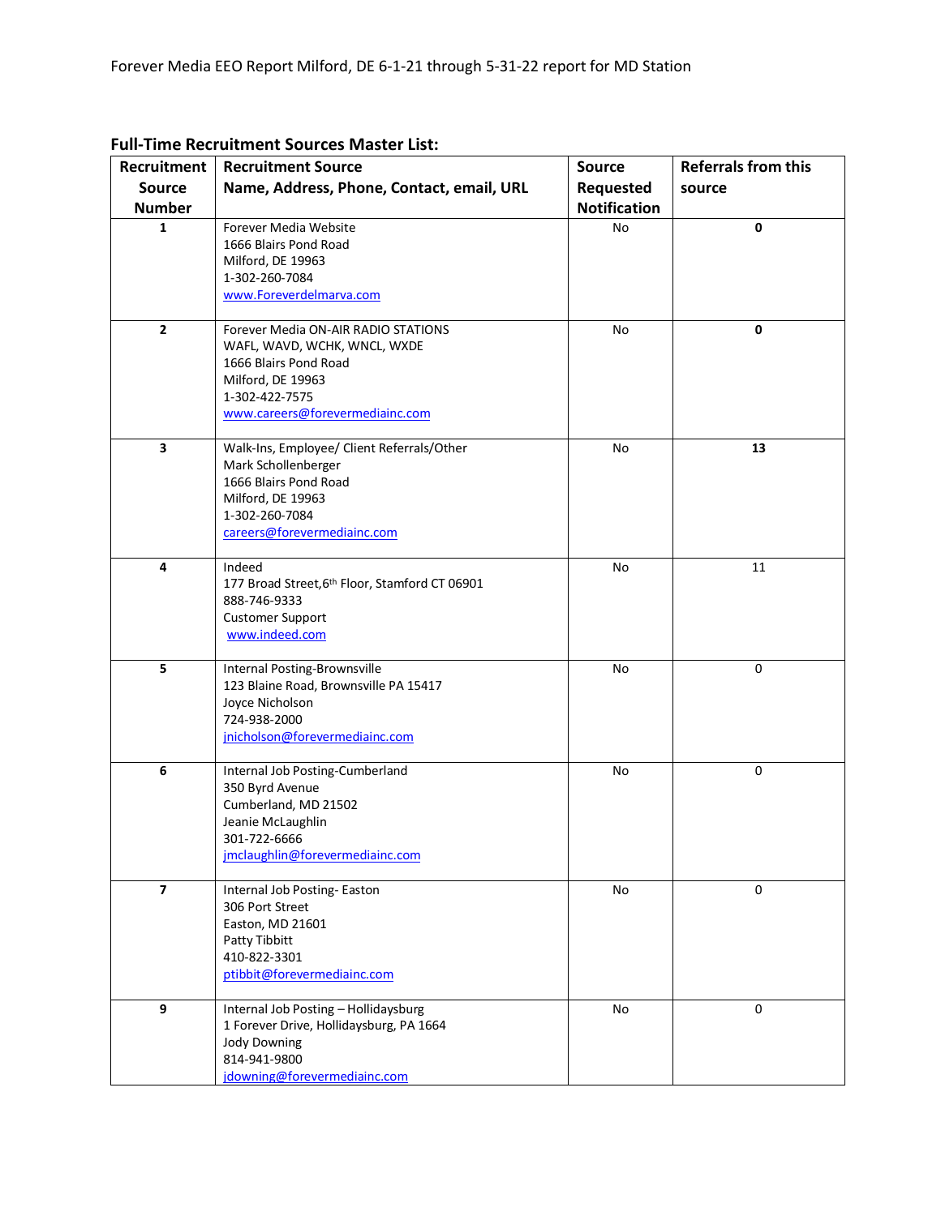Forever Media EEO Report Milford, DE 6-1-21 through 5-31-22 report for MD Station

**Full-Time Recruitment Sources Master List:**

| Recruitment Source Number | Recruitment Source Name, Address, Phone, Contact, email, URL | Source Requested Notification | Referrals from this source |
|---|---|---|---|
| **1** | Forever Media Website<br>1666 Blairs Pond Road<br>Milford, DE 19963<br>1-302-260-7084<br>www.Foreverdelmarva.com | No | **0** |
| **2** | Forever Media ON-AIR RADIO STATIONS<br>WAFL, WAVD, WCHK, WNCL, WXDE<br>1666 Blairs Pond Road<br>Milford, DE 19963<br>1-302-422-7575<br>www.careers@forevermediainc.com | No | **0** |
| **3** | Walk-Ins, Employee/ Client Referrals/Other<br>Mark Schollenberger<br>1666 Blairs Pond Road<br>Milford, DE 19963<br>1-302-260-7084<br>careers@forevermediainc.com | No | **13** |
| **4** | Indeed<br>177 Broad Street,6th Floor, Stamford CT 06901<br>888-746-9333<br>Customer Support<br>www.indeed.com | No | 11 |
| **5** | Internal Posting-Brownsville<br>123 Blaine Road, Brownsville PA 15417<br>Joyce Nicholson<br>724-938-2000<br>jnicholson@forevermediainc.com | No | 0 |
| **6** | Internal Job Posting-Cumberland<br>350 Byrd Avenue<br>Cumberland, MD 21502<br>Jeanie McLaughlin<br>301-722-6666<br>jmclaughlin@forevermediainc.com | No | 0 |
| **7** | Internal Job Posting- Easton<br>306 Port Street<br>Easton, MD 21601<br>Patty Tibbitt<br>410-822-3301<br>ptibbit@forevermediainc.com | No | 0 |
| **9** | Internal Job Posting – Hollidaysburg<br>1 Forever Drive, Hollidaysburg, PA 1664<br>Jody Downing<br>814-941-9800<br>jdowning@forevermediainc.com | No | 0 |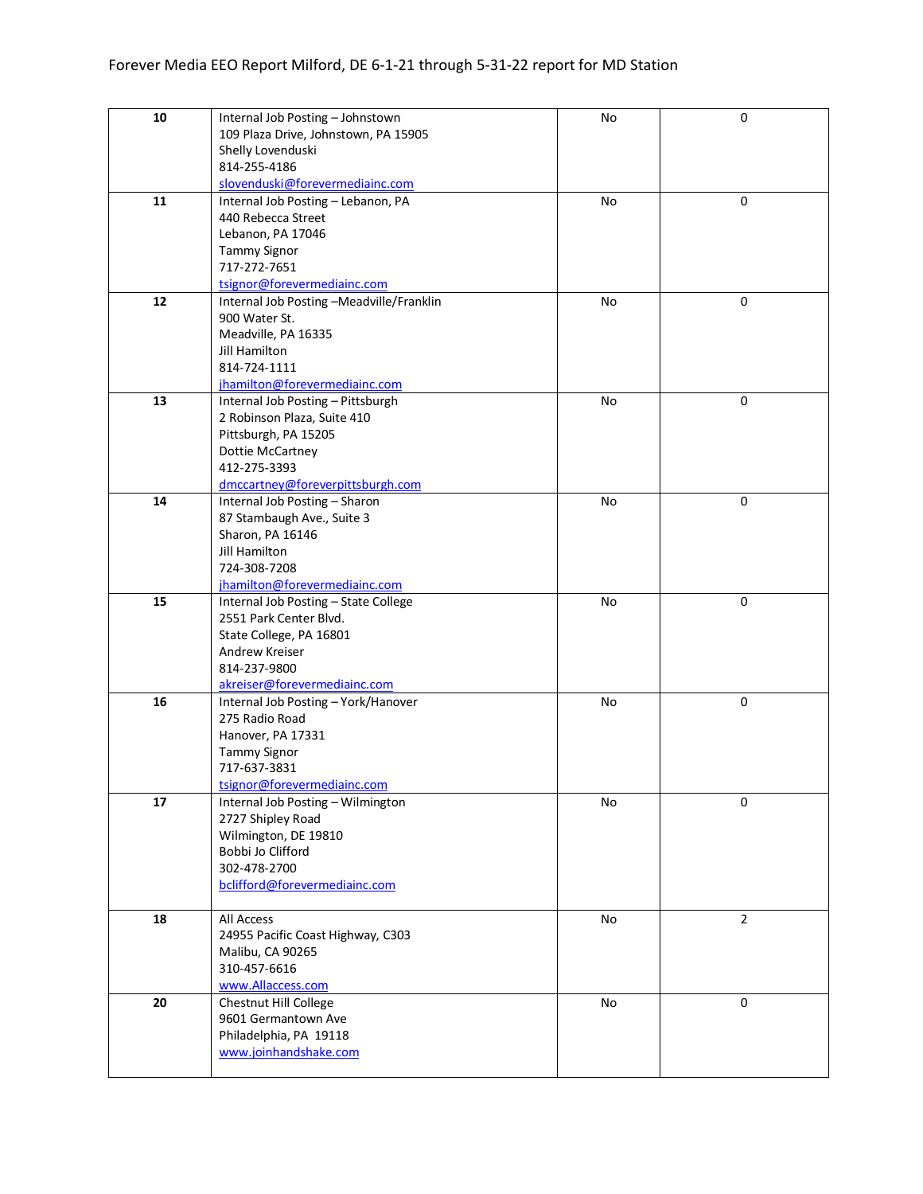Forever Media EEO Report Milford, DE 6-1-21 through 5-31-22 report for MD Station

| | | | |
|---|---|---|---|
| **10** | Internal Job Posting – Johnstown<br>109 Plaza Drive, Johnstown, PA 15905<br>Shelly Lovenduski<br>814-255-4186<br>slovenduski@forevermediainc.com | No | 0 |
| **11** | Internal Job Posting – Lebanon, PA<br>440 Rebecca Street<br>Lebanon, PA 17046<br>Tammy Signor<br>717-272-7651<br>tsignor@forevermediainc.com | No | 0 |
| **12** | Internal Job Posting –Meadville/Franklin<br>900 Water St.<br>Meadville, PA 16335<br>Jill Hamilton<br>814-724-1111<br>jhamilton@forevermediainc.com | No | 0 |
| **13** | Internal Job Posting – Pittsburgh<br>2 Robinson Plaza, Suite 410<br>Pittsburgh, PA 15205<br>Dottie McCartney<br>412-275-3393<br>dmccartney@foreverpittsburgh.com | No | 0 |
| **14** | Internal Job Posting – Sharon<br>87 Stambaugh Ave., Suite 3<br>Sharon, PA 16146<br>Jill Hamilton<br>724-308-7208<br>jhamilton@forevermediainc.com | No | 0 |
| **15** | Internal Job Posting – State College<br>2551 Park Center Blvd.<br>State College, PA 16801<br>Andrew Kreiser<br>814-237-9800<br>akreiser@forevermediainc.com | No | 0 |
| **16** | Internal Job Posting – York/Hanover<br>275 Radio Road<br>Hanover, PA 17331<br>Tammy Signor<br>717-637-3831<br>tsignor@forevermediainc.com | No | 0 |
| **17** | Internal Job Posting – Wilmington<br>2727 Shipley Road<br>Wilmington, DE 19810<br>Bobbi Jo Clifford<br>302-478-2700<br>bclifford@forevermediainc.com | No | 0 |
| **18** | All Access<br>24955 Pacific Coast Highway, C303<br>Malibu, CA 90265<br>310-457-6616<br>www.Allaccess.com | No | 2 |
| **20** | Chestnut Hill College<br>9601 Germantown Ave<br>Philadelphia, PA 19118<br>www.joinhandshake.com | No | 0 |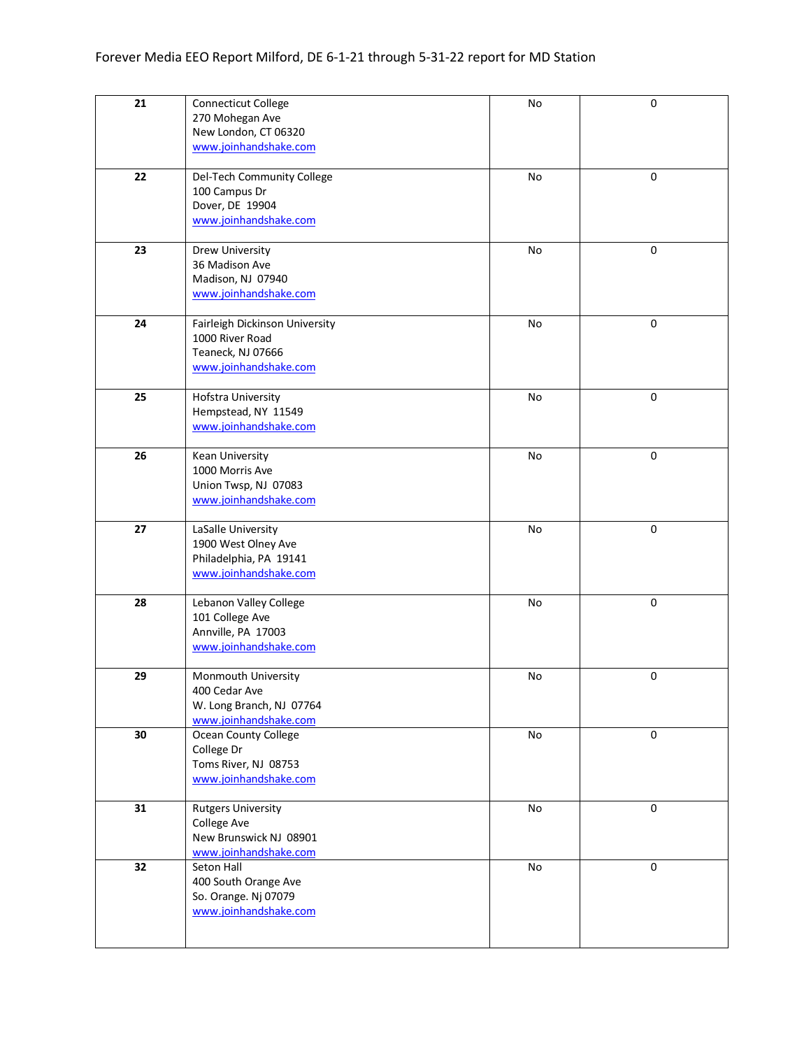| | | | |
|---|---|---|---|
| **21** | Connecticut College<br>270 Mohegan Ave<br>New London, CT 06320<br>www.joinhandshake.com | No | 0 |
| **22** | Del-Tech Community College<br>100 Campus Dr<br>Dover, DE 19904<br>www.joinhandshake.com | No | 0 |
| **23** | Drew University<br>36 Madison Ave<br>Madison, NJ 07940<br>www.joinhandshake.com | No | 0 |
| **24** | Fairleigh Dickinson University<br>1000 River Road<br>Teaneck, NJ 07666<br>www.joinhandshake.com | No | 0 |
| **25** | Hofstra University<br>Hempstead, NY 11549<br>www.joinhandshake.com | No | 0 |
| **26** | Kean University<br>1000 Morris Ave<br>Union Twsp, NJ 07083<br>www.joinhandshake.com | No | 0 |
| **27** | LaSalle University<br>1900 West Olney Ave<br>Philadelphia, PA 19141<br>www.joinhandshake.com | No | 0 |
| **28** | Lebanon Valley College<br>101 College Ave<br>Annville, PA 17003<br>www.joinhandshake.com | No | 0 |
| **29** | Monmouth University<br>400 Cedar Ave<br>W. Long Branch, NJ 07764<br>www.joinhandshake.com | No | 0 |
| **30** | Ocean County College<br>College Dr<br>Toms River, NJ 08753<br>www.joinhandshake.com | No | 0 |
| **31** | Rutgers University<br>College Ave<br>New Brunswick NJ 08901<br>www.joinhandshake.com | No | 0 |
| **32** | Seton Hall<br>400 South Orange Ave<br>So. Orange. Nj 07079<br>www.joinhandshake.com | No | 0 |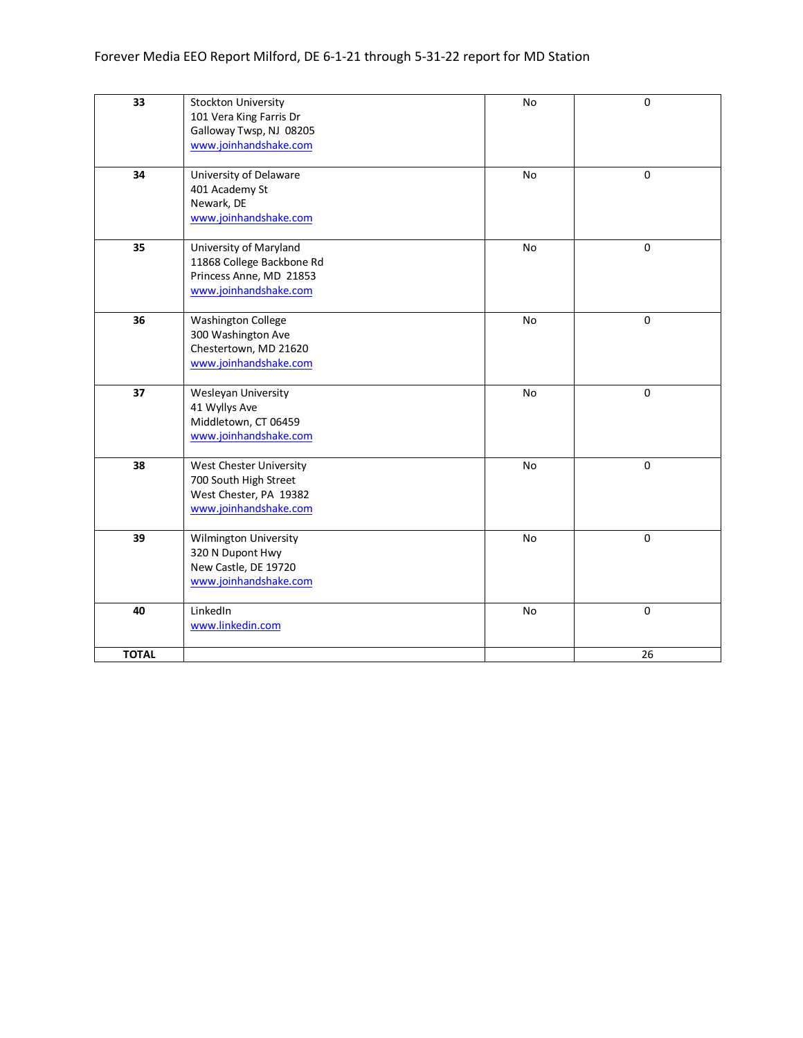| 33 | Stockton University<br>101 Vera King Farris Dr<br>Galloway Twsp, NJ 08205<br>www.joinhandshake.com | No | 0 |
|---|---|---|---|
| 34 | University of Delaware<br>401 Academy St<br>Newark, DE<br>www.joinhandshake.com | No | 0 |
| 35 | University of Maryland<br>11868 College Backbone Rd<br>Princess Anne, MD 21853<br>www.joinhandshake.com | No | 0 |
| 36 | Washington College<br>300 Washington Ave<br>Chestertown, MD 21620<br>www.joinhandshake.com | No | 0 |
| 37 | Wesleyan University<br>41 Wyllys Ave<br>Middletown, CT 06459<br>www.joinhandshake.com | No | 0 |
| 38 | West Chester University<br>700 South High Street<br>West Chester, PA 19382<br>www.joinhandshake.com | No | 0 |
| 39 | Wilmington University<br>320 N Dupont Hwy<br>New Castle, DE 19720<br>www.joinhandshake.com | No | 0 |
| 40 | LinkedIn<br>www.linkedin.com | No | 0 |
| **TOTAL** | | | 26 |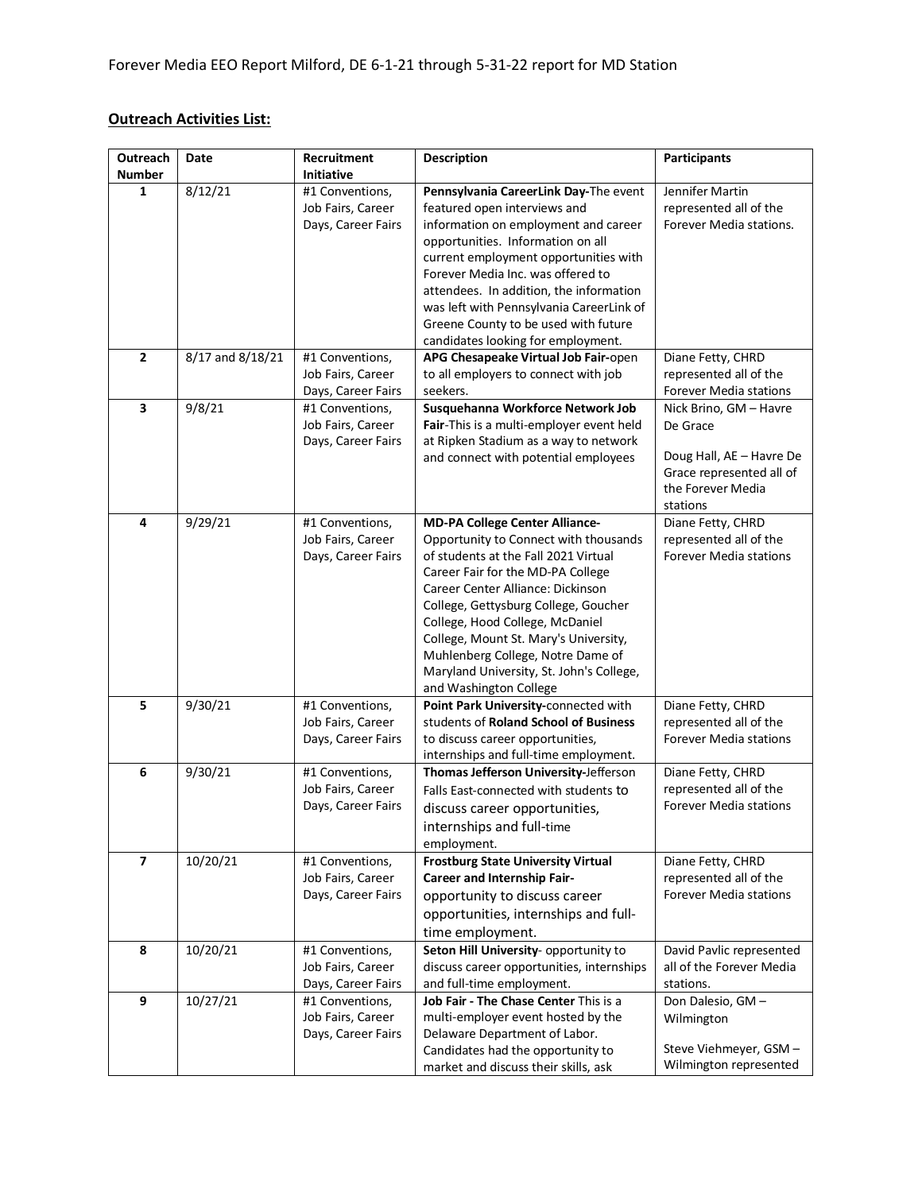Forever Media EEO Report Milford, DE 6-1-21 through 5-31-22 report for MD Station

**Outreach Activities List:**

| Outreach Number | Date | Recruitment Initiative | Description | Participants |
|---|---|---|---|---|
| 1 | 8/12/21 | #1 Conventions, Job Fairs, Career Days, Career Fairs | **Pennsylvania CareerLink Day-**The event featured open interviews and information on employment and career opportunities. Information on all current employment opportunities with Forever Media Inc. was offered to attendees. In addition, the information was left with Pennsylvania CareerLink of Greene County to be used with future candidates looking for employment. | Jennifer Martin represented all of the Forever Media stations. |
| 2 | 8/17 and 8/18/21 | #1 Conventions, Job Fairs, Career Days, Career Fairs | **APG Chesapeake Virtual Job Fair-**open to all employers to connect with job seekers. | Diane Fetty, CHRD represented all of the Forever Media stations |
| 3 | 9/8/21 | #1 Conventions, Job Fairs, Career Days, Career Fairs | **Susquehanna Workforce Network Job Fair**-This is a multi-employer event held at Ripken Stadium as a way to network and connect with potential employees | Nick Brino, GM – Havre De Grace<br><br>Doug Hall, AE – Havre De Grace represented all of the Forever Media stations |
| 4 | 9/29/21 | #1 Conventions, Job Fairs, Career Days, Career Fairs | **MD-PA College Center Alliance-** Opportunity to Connect with thousands of students at the Fall 2021 Virtual Career Fair for the MD-PA College Career Center Alliance: Dickinson College, Gettysburg College, Goucher College, Hood College, McDaniel College, Mount St. Mary's University, Muhlenberg College, Notre Dame of Maryland University, St. John's College, and Washington College | Diane Fetty, CHRD represented all of the Forever Media stations |
| 5 | 9/30/21 | #1 Conventions, Job Fairs, Career Days, Career Fairs | **Point Park University-**connected with students of **Roland School of Business** to discuss career opportunities, internships and full-time employment. | Diane Fetty, CHRD represented all of the Forever Media stations |
| 6 | 9/30/21 | #1 Conventions, Job Fairs, Career Days, Career Fairs | **Thomas Jefferson University-**Jefferson Falls East-connected with students to discuss career opportunities, internships and full-time employment. | Diane Fetty, CHRD represented all of the Forever Media stations |
| 7 | 10/20/21 | #1 Conventions, Job Fairs, Career Days, Career Fairs | **Frostburg State University Virtual Career and Internship Fair-** opportunity to discuss career opportunities, internships and full-time employment. | Diane Fetty, CHRD represented all of the Forever Media stations |
| 8 | 10/20/21 | #1 Conventions, Job Fairs, Career Days, Career Fairs | **Seton Hill University**- opportunity to discuss career opportunities, internships and full-time employment. | David Pavlic represented all of the Forever Media stations. |
| 9 | 10/27/21 | #1 Conventions, Job Fairs, Career Days, Career Fairs | **Job Fair - The Chase Center** This is a multi-employer event hosted by the Delaware Department of Labor. Candidates had the opportunity to market and discuss their skills, ask | Don Dalesio, GM – Wilmington<br><br>Steve Viehmeyer, GSM – Wilmington represented |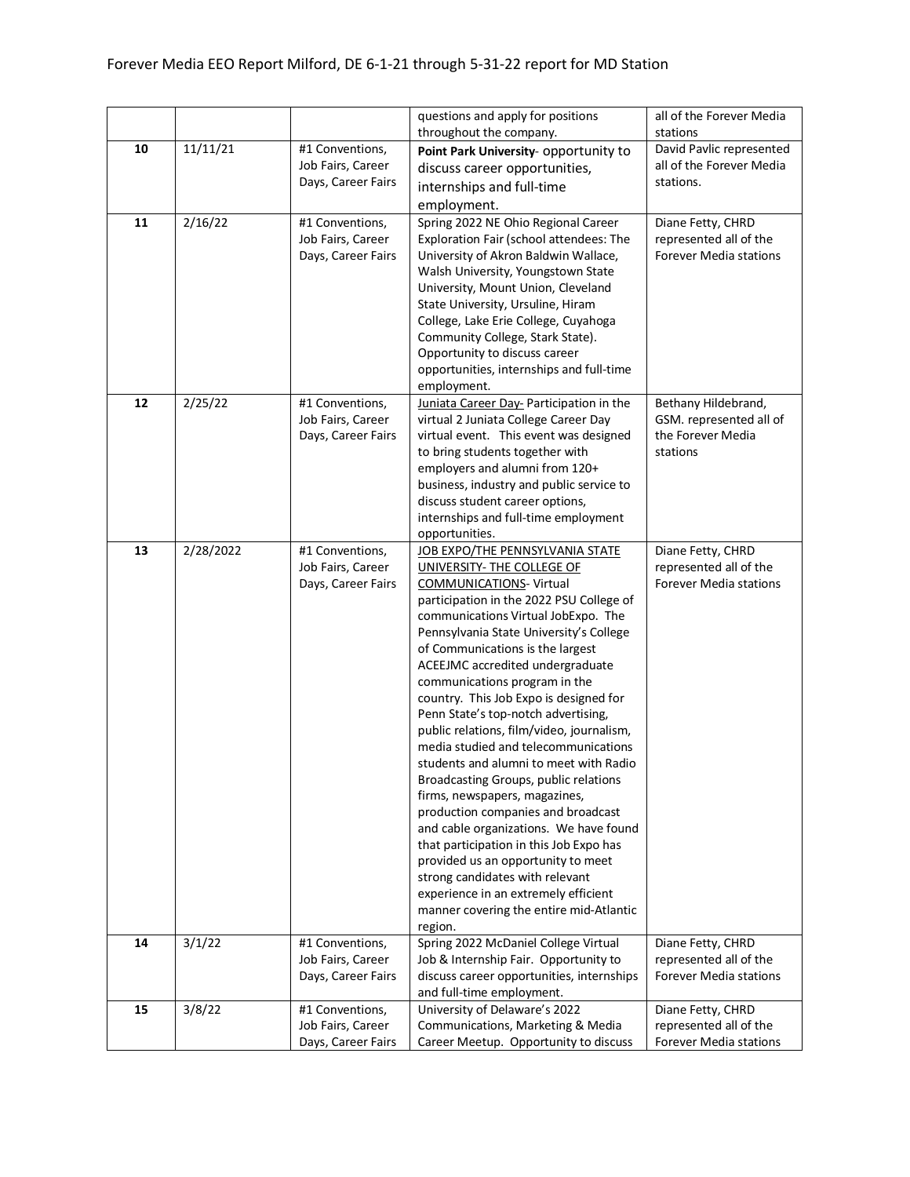| | | | | |
|---|---|---|---|---|
| | | | questions and apply for positions throughout the company. | all of the Forever Media stations |
| **10** | 11/11/21 | #1 Conventions, Job Fairs, Career Days, Career Fairs | **Point Park University**- opportunity to discuss career opportunities, internships and full-time employment. | David Pavlic represented all of the Forever Media stations. |
| **11** | 2/16/22 | #1 Conventions, Job Fairs, Career Days, Career Fairs | Spring 2022 NE Ohio Regional Career Exploration Fair (school attendees: The University of Akron Baldwin Wallace, Walsh University, Youngstown State University, Mount Union, Cleveland State University, Ursuline, Hiram College, Lake Erie College, Cuyahoga Community College, Stark State). Opportunity to discuss career opportunities, internships and full-time employment. | Diane Fetty, CHRD represented all of the Forever Media stations |
| **12** | 2/25/22 | #1 Conventions, Job Fairs, Career Days, Career Fairs | Juniata Career Day- Participation in the virtual 2 Juniata College Career Day virtual event. This event was designed to bring students together with employers and alumni from 120+ business, industry and public service to discuss student career options, internships and full-time employment opportunities. | Bethany Hildebrand, GSM. represented all of the Forever Media stations |
| **13** | 2/28/2022 | #1 Conventions, Job Fairs, Career Days, Career Fairs | JOB EXPO/THE PENNSYLVANIA STATE UNIVERSITY- THE COLLEGE OF COMMUNICATIONS- Virtual participation in the 2022 PSU College of communications Virtual JobExpo. The Pennsylvania State University's College of Communications is the largest ACEEJMC accredited undergraduate communications program in the country. This Job Expo is designed for Penn State's top-notch advertising, public relations, film/video, journalism, media studied and telecommunications students and alumni to meet with Radio Broadcasting Groups, public relations firms, newspapers, magazines, production companies and broadcast and cable organizations. We have found that participation in this Job Expo has provided us an opportunity to meet strong candidates with relevant experience in an extremely efficient manner covering the entire mid-Atlantic region. | Diane Fetty, CHRD represented all of the Forever Media stations |
| **14** | 3/1/22 | #1 Conventions, Job Fairs, Career Days, Career Fairs | Spring 2022 McDaniel College Virtual Job & Internship Fair. Opportunity to discuss career opportunities, internships and full-time employment. | Diane Fetty, CHRD represented all of the Forever Media stations |
| **15** | 3/8/22 | #1 Conventions, Job Fairs, Career Days, Career Fairs | University of Delaware's 2022 Communications, Marketing & Media Career Meetup. Opportunity to discuss | Diane Fetty, CHRD represented all of the Forever Media stations |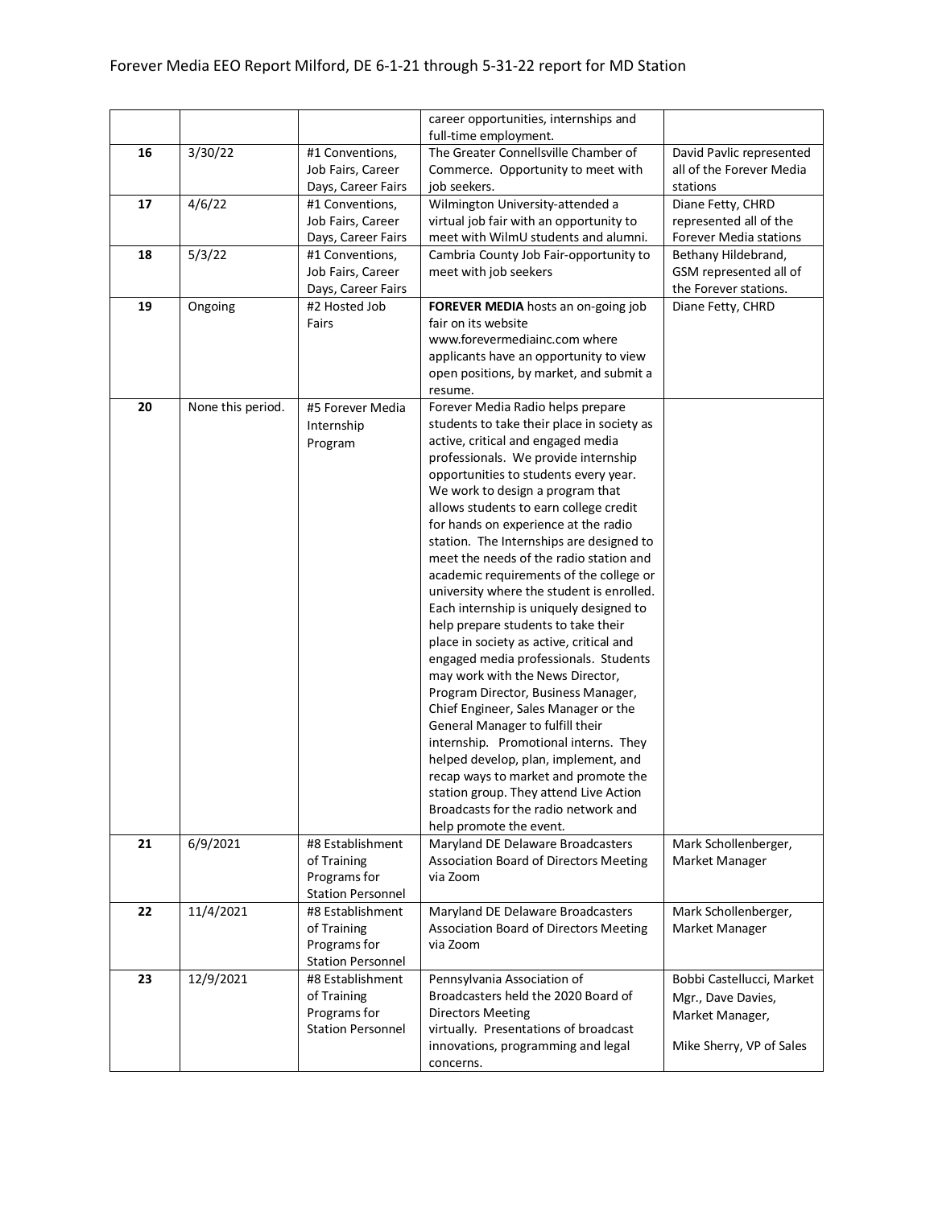| | | | | |
|---|---|---|---|---|
| | | | career opportunities, internships and full-time employment. | |
| **16** | 3/30/22 | #1 Conventions, Job Fairs, Career Days, Career Fairs | The Greater Connellsville Chamber of Commerce. Opportunity to meet with job seekers. | David Pavlic represented all of the Forever Media stations |
| **17** | 4/6/22 | #1 Conventions, Job Fairs, Career Days, Career Fairs | Wilmington University-attended a virtual job fair with an opportunity to meet with WilmU students and alumni. | Diane Fetty, CHRD represented all of the Forever Media stations |
| **18** | 5/3/22 | #1 Conventions, Job Fairs, Career Days, Career Fairs | Cambria County Job Fair-opportunity to meet with job seekers | Bethany Hildebrand, GSM represented all of the Forever stations. |
| **19** | Ongoing | #2 Hosted Job Fairs | **FOREVER MEDIA** hosts an on-going job fair on its website www.forevermediainc.com where applicants have an opportunity to view open positions, by market, and submit a resume. | Diane Fetty, CHRD |
| **20** | None this period. | #5 Forever Media Internship Program | Forever Media Radio helps prepare students to take their place in society as active, critical and engaged media professionals. We provide internship opportunities to students every year. We work to design a program that allows students to earn college credit for hands on experience at the radio station. The Internships are designed to meet the needs of the radio station and academic requirements of the college or university where the student is enrolled. Each internship is uniquely designed to help prepare students to take their place in society as active, critical and engaged media professionals. Students may work with the News Director, Program Director, Business Manager, Chief Engineer, Sales Manager or the General Manager to fulfill their internship. Promotional interns. They helped develop, plan, implement, and recap ways to market and promote the station group. They attend Live Action Broadcasts for the radio network and help promote the event. | |
| **21** | 6/9/2021 | #8 Establishment of Training Programs for Station Personnel | Maryland DE Delaware Broadcasters Association Board of Directors Meeting via Zoom | Mark Schollenberger, Market Manager |
| **22** | 11/4/2021 | #8 Establishment of Training Programs for Station Personnel | Maryland DE Delaware Broadcasters Association Board of Directors Meeting via Zoom | Mark Schollenberger, Market Manager |
| **23** | 12/9/2021 | #8 Establishment of Training Programs for Station Personnel | Pennsylvania Association of Broadcasters held the 2020 Board of Directors Meeting virtually. Presentations of broadcast innovations, programming and legal concerns. | Bobbi Castellucci, Market Mgr., Dave Davies, Market Manager, Mike Sherry, VP of Sales |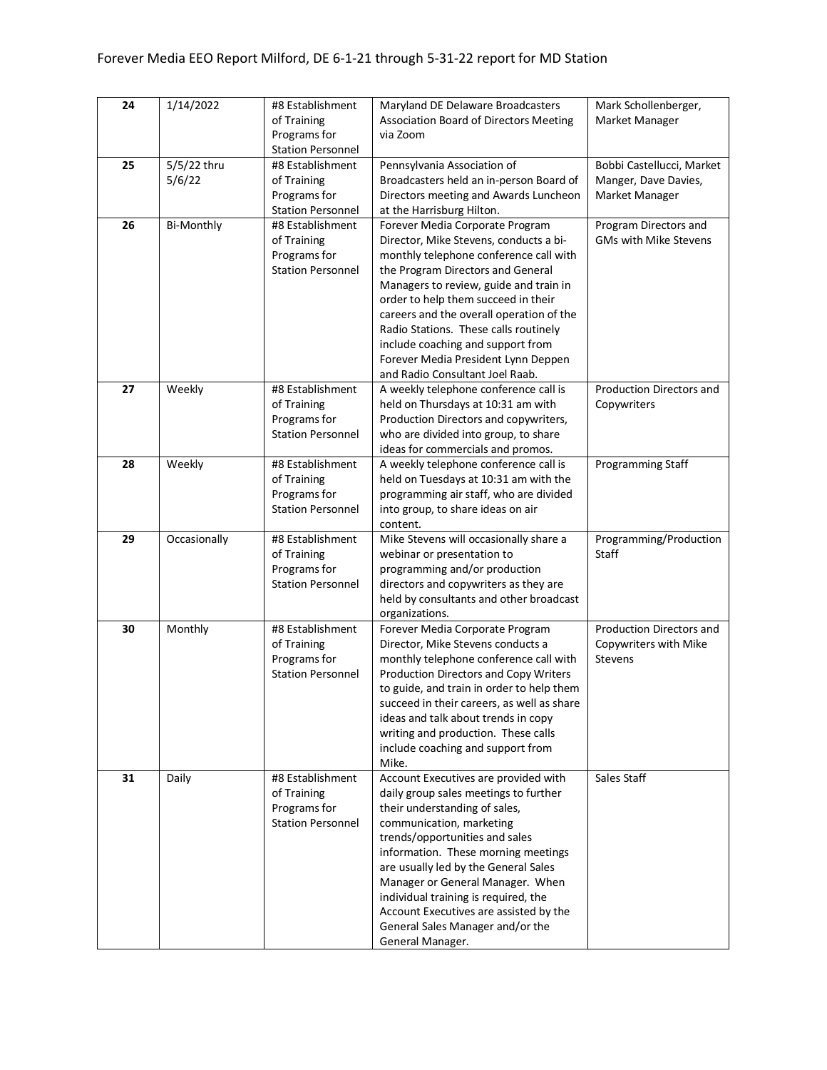Forever Media EEO Report Milford, DE 6-1-21 through 5-31-22 report for MD Station

| | | | | |
|---|---|---|---|---|
| **24** | 1/14/2022 | #8 Establishment of Training Programs for Station Personnel | Maryland DE Delaware Broadcasters Association Board of Directors Meeting via Zoom | Mark Schollenberger, Market Manager |
| **25** | 5/5/22 thru 5/6/22 | #8 Establishment of Training Programs for Station Personnel | Pennsylvania Association of Broadcasters held an in-person Board of Directors meeting and Awards Luncheon at the Harrisburg Hilton. | Bobbi Castellucci, Market Manger, Dave Davies, Market Manager |
| **26** | Bi-Monthly | #8 Establishment of Training Programs for Station Personnel | Forever Media Corporate Program Director, Mike Stevens, conducts a bi-monthly telephone conference call with the Program Directors and General Managers to review, guide and train in order to help them succeed in their careers and the overall operation of the Radio Stations. These calls routinely include coaching and support from Forever Media President Lynn Deppen and Radio Consultant Joel Raab. | Program Directors and GMs with Mike Stevens |
| **27** | Weekly | #8 Establishment of Training Programs for Station Personnel | A weekly telephone conference call is held on Thursdays at 10:31 am with Production Directors and copywriters, who are divided into group, to share ideas for commercials and promos. | Production Directors and Copywriters |
| **28** | Weekly | #8 Establishment of Training Programs for Station Personnel | A weekly telephone conference call is held on Tuesdays at 10:31 am with the programming air staff, who are divided into group, to share ideas on air content. | Programming Staff |
| **29** | Occasionally | #8 Establishment of Training Programs for Station Personnel | Mike Stevens will occasionally share a webinar or presentation to programming and/or production directors and copywriters as they are held by consultants and other broadcast organizations. | Programming/Production Staff |
| **30** | Monthly | #8 Establishment of Training Programs for Station Personnel | Forever Media Corporate Program Director, Mike Stevens conducts a monthly telephone conference call with Production Directors and Copy Writers to guide, and train in order to help them succeed in their careers, as well as share ideas and talk about trends in copy writing and production. These calls include coaching and support from Mike. | Production Directors and Copywriters with Mike Stevens |
| **31** | Daily | #8 Establishment of Training Programs for Station Personnel | Account Executives are provided with daily group sales meetings to further their understanding of sales, communication, marketing trends/opportunities and sales information. These morning meetings are usually led by the General Sales Manager or General Manager. When individual training is required, the Account Executives are assisted by the General Sales Manager and/or the General Manager. | Sales Staff |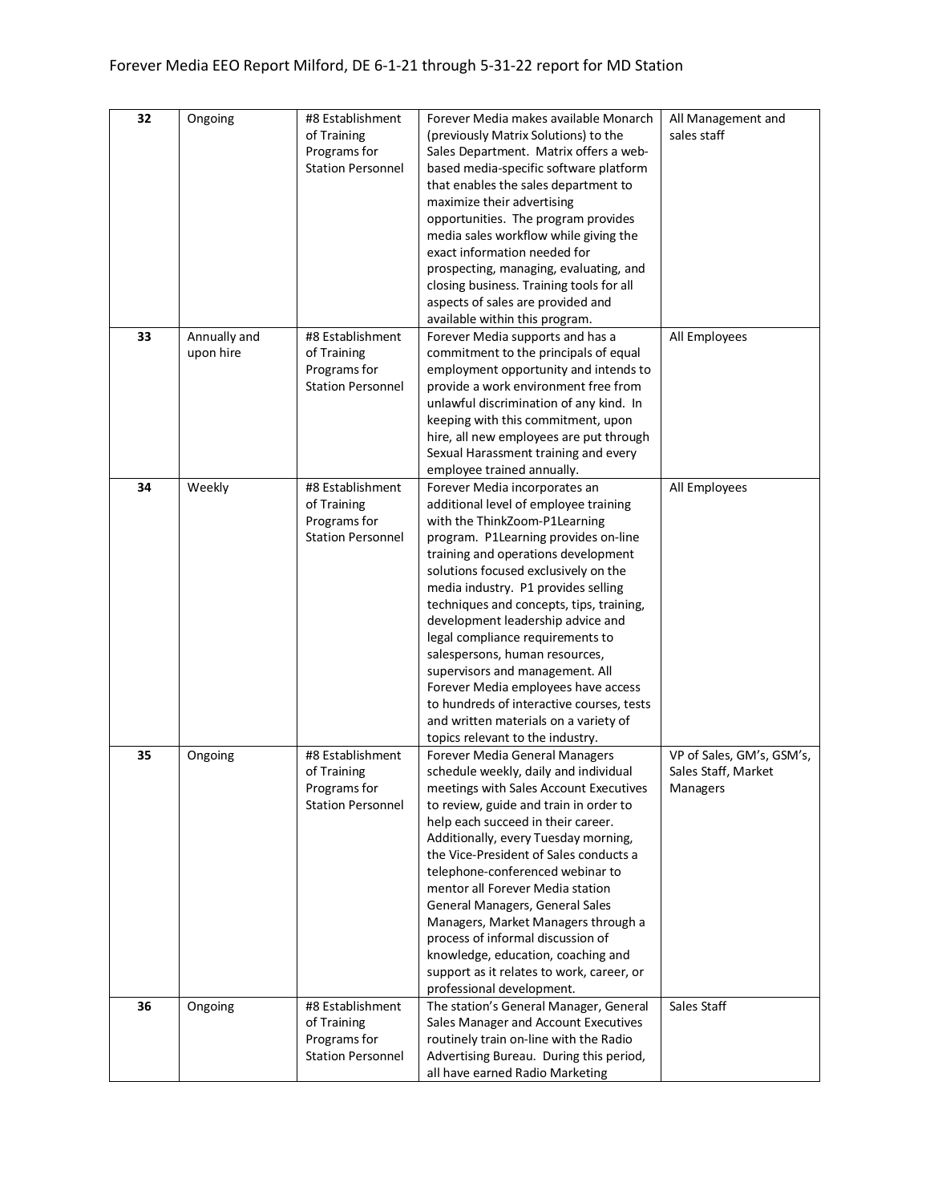| 32 | Ongoing | #8 Establishment of Training Programs for Station Personnel | Forever Media makes available Monarch (previously Matrix Solutions) to the Sales Department. Matrix offers a web-based media-specific software platform that enables the sales department to maximize their advertising opportunities. The program provides media sales workflow while giving the exact information needed for prospecting, managing, evaluating, and closing business. Training tools for all aspects of sales are provided and available within this program. | All Management and sales staff |
|---|---|---|---|---|
| 33 | Annually and upon hire | #8 Establishment of Training Programs for Station Personnel | Forever Media supports and has a commitment to the principals of equal employment opportunity and intends to provide a work environment free from unlawful discrimination of any kind. In keeping with this commitment, upon hire, all new employees are put through Sexual Harassment training and every employee trained annually. | All Employees |
| 34 | Weekly | #8 Establishment of Training Programs for Station Personnel | Forever Media incorporates an additional level of employee training with the ThinkZoom-P1Learning program. P1Learning provides on-line training and operations development solutions focused exclusively on the media industry. P1 provides selling techniques and concepts, tips, training, development leadership advice and legal compliance requirements to salespersons, human resources, supervisors and management. All Forever Media employees have access to hundreds of interactive courses, tests and written materials on a variety of topics relevant to the industry. | All Employees |
| 35 | Ongoing | #8 Establishment of Training Programs for Station Personnel | Forever Media General Managers schedule weekly, daily and individual meetings with Sales Account Executives to review, guide and train in order to help each succeed in their career. Additionally, every Tuesday morning, the Vice-President of Sales conducts a telephone-conferenced webinar to mentor all Forever Media station General Managers, General Sales Managers, Market Managers through a process of informal discussion of knowledge, education, coaching and support as it relates to work, career, or professional development. | VP of Sales, GM's, GSM's, Sales Staff, Market Managers |
| 36 | Ongoing | #8 Establishment of Training Programs for Station Personnel | The station's General Manager, General Sales Manager and Account Executives routinely train on-line with the Radio Advertising Bureau. During this period, all have earned Radio Marketing | Sales Staff |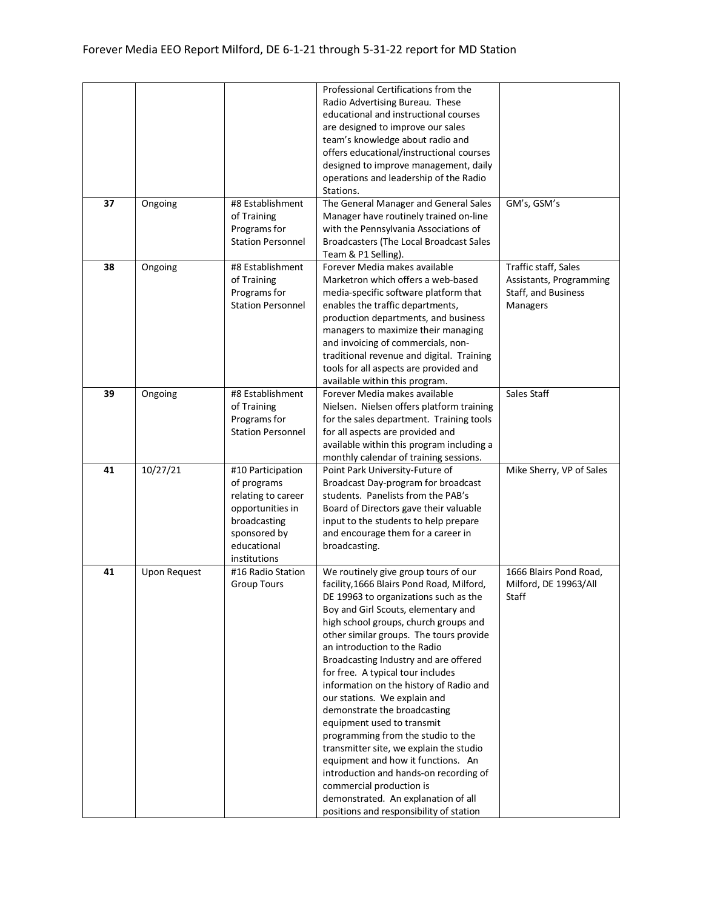| | | | Professional Certifications from the Radio Advertising Bureau. These educational and instructional courses are designed to improve our sales team's knowledge about radio and offers educational/instructional courses designed to improve management, daily operations and leadership of the Radio Stations. | |
|---|---|---|---|---|
| **37** | Ongoing | #8 Establishment of Training Programs for Station Personnel | The General Manager and General Sales Manager have routinely trained on-line with the Pennsylvania Associations of Broadcasters (The Local Broadcast Sales Team & P1 Selling). | GM's, GSM's |
| **38** | Ongoing | #8 Establishment of Training Programs for Station Personnel | Forever Media makes available Marketron which offers a web-based media-specific software platform that enables the traffic departments, production departments, and business managers to maximize their managing and invoicing of commercials, non-traditional revenue and digital. Training tools for all aspects are provided and available within this program. | Traffic staff, Sales Assistants, Programming Staff, and Business Managers |
| **39** | Ongoing | #8 Establishment of Training Programs for Station Personnel | Forever Media makes available Nielsen. Nielsen offers platform training for the sales department. Training tools for all aspects are provided and available within this program including a monthly calendar of training sessions. | Sales Staff |
| **41** | 10/27/21 | #10 Participation of programs relating to career opportunities in broadcasting sponsored by educational institutions | Point Park University-Future of Broadcast Day-program for broadcast students. Panelists from the PAB's Board of Directors gave their valuable input to the students to help prepare and encourage them for a career in broadcasting. | Mike Sherry, VP of Sales |
| **41** | Upon Request | #16 Radio Station Group Tours | We routinely give group tours of our facility,1666 Blairs Pond Road, Milford, DE 19963 to organizations such as the Boy and Girl Scouts, elementary and high school groups, church groups and other similar groups. The tours provide an introduction to the Radio Broadcasting Industry and are offered for free. A typical tour includes information on the history of Radio and our stations. We explain and demonstrate the broadcasting equipment used to transmit programming from the studio to the transmitter site, we explain the studio equipment and how it functions. An introduction and hands-on recording of commercial production is demonstrated. An explanation of all positions and responsibility of station | 1666 Blairs Pond Road, Milford, DE 19963/All Staff |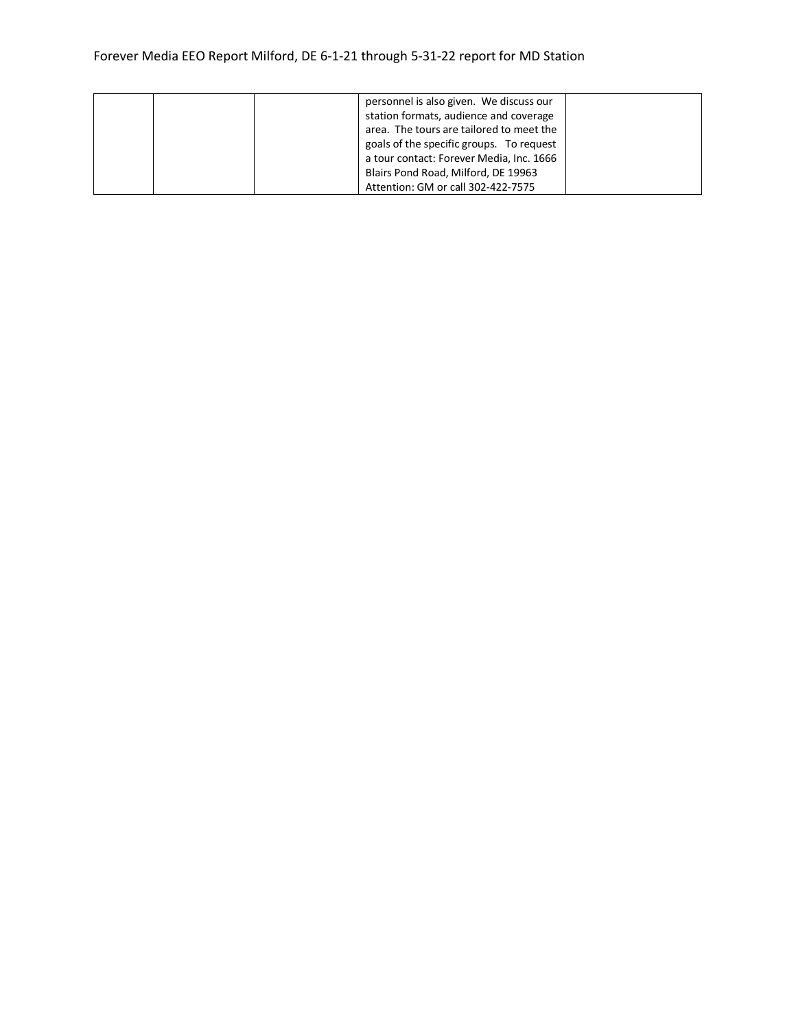| | | | | |
|---|---|---|---|---|
| | | | personnel is also given. We discuss our station formats, audience and coverage area. The tours are tailored to meet the goals of the specific groups. To request a tour contact: Forever Media, Inc. 1666 Blairs Pond Road, Milford, DE 19963 Attention: GM or call 302-422-7575 | |